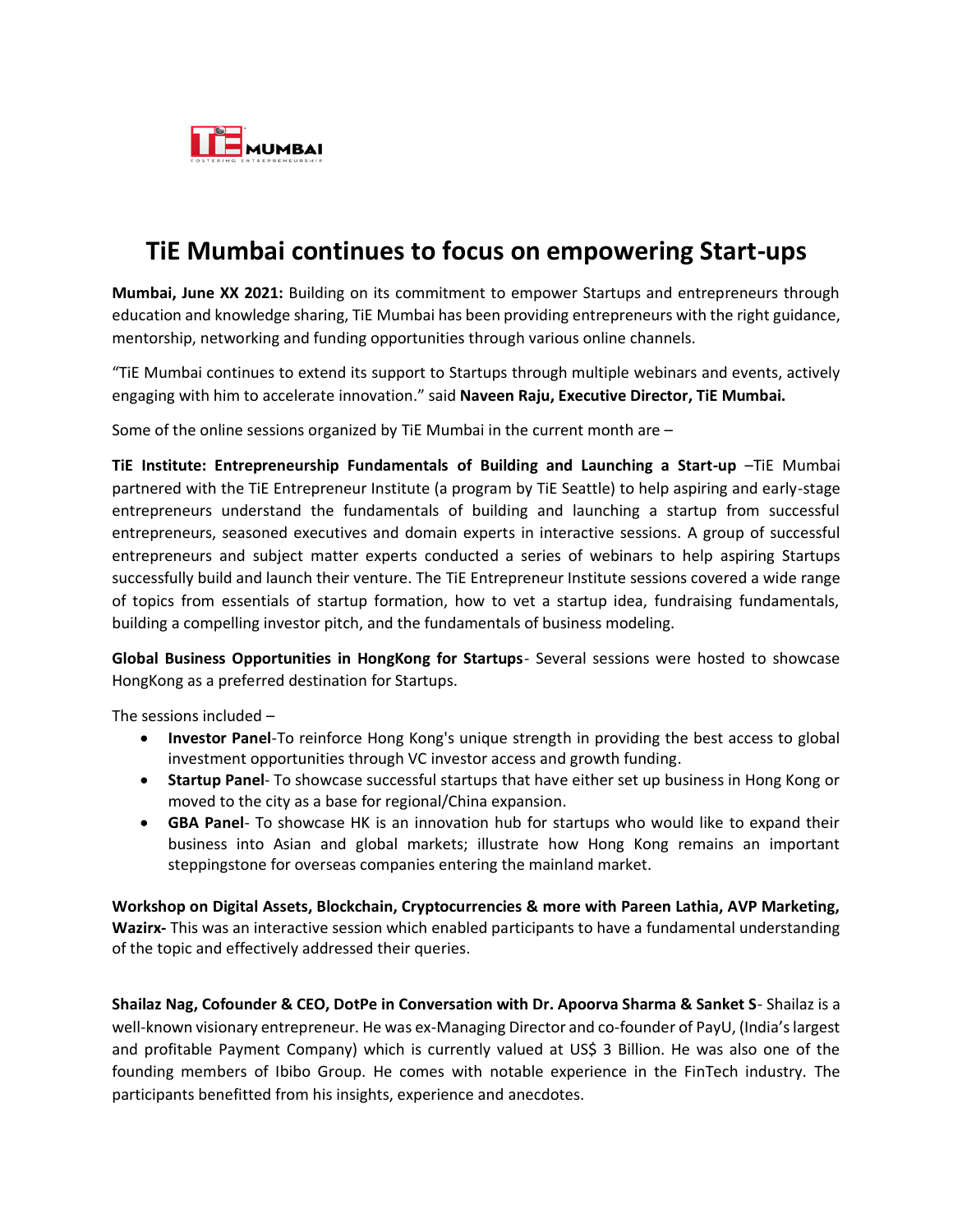# TiE Mumbai continues to focus on empowering Start-ups

**Mumbai, June XX 2021:** Building on its commitment to empower Startups and entrepreneurs through education and knowledge sharing, TiE Mumbai has been providing entrepreneurs with the right guidance, mentorship, networking and funding opportunities through various online channels.

"TiE Mumbai continues to extend its support to Startups through multiple webinars and events, actively engaging with him to accelerate innovation." said **Naveen Raju, Executive Director, TiE Mumbai.**

Some of the online sessions organized by TiE Mumbai in the current month are –

**TiE Institute: Entrepreneurship Fundamentals of Building and Launching a Start-up** –TiE Mumbai partnered with the TiE Entrepreneur Institute (a program by TiE Seattle) to help aspiring and early-stage entrepreneurs understand the fundamentals of building and launching a startup from successful entrepreneurs, seasoned executives and domain experts in interactive sessions. A group of successful entrepreneurs and subject matter experts conducted a series of webinars to help aspiring Startups successfully build and launch their venture. The TiE Entrepreneur Institute sessions covered a wide range of topics from essentials of startup formation, how to vet a startup idea, fundraising fundamentals, building a compelling investor pitch, and the fundamentals of business modeling.

**Global Business Opportunities in HongKong for Startups**- Several sessions were hosted to showcase HongKong as a preferred destination for Startups.

The sessions included –

- **Investor Panel**-To reinforce Hong Kong's unique strength in providing the best access to global investment opportunities through VC investor access and growth funding.
- **Startup Panel**- To showcase successful startups that have either set up business in Hong Kong or moved to the city as a base for regional/China expansion.
- **GBA Panel**- To showcase HK is an innovation hub for startups who would like to expand their business into Asian and global markets; illustrate how Hong Kong remains an important steppingstone for overseas companies entering the mainland market.

**Workshop on Digital Assets, Blockchain, Cryptocurrencies & more with Pareen Lathia, AVP Marketing, Wazirx-** This was an interactive session which enabled participants to have a fundamental understanding of the topic and effectively addressed their queries.

**Shailaz Nag, Cofounder & CEO, DotPe in Conversation with Dr. Apoorva Sharma & Sanket S**- Shailaz is a well-known visionary entrepreneur. He was ex-Managing Director and co-founder of PayU, (India's largest and profitable Payment Company) which is currently valued at US$ 3 Billion. He was also one of the founding members of Ibibo Group. He comes with notable experience in the FinTech industry. The participants benefitted from his insights, experience and anecdotes.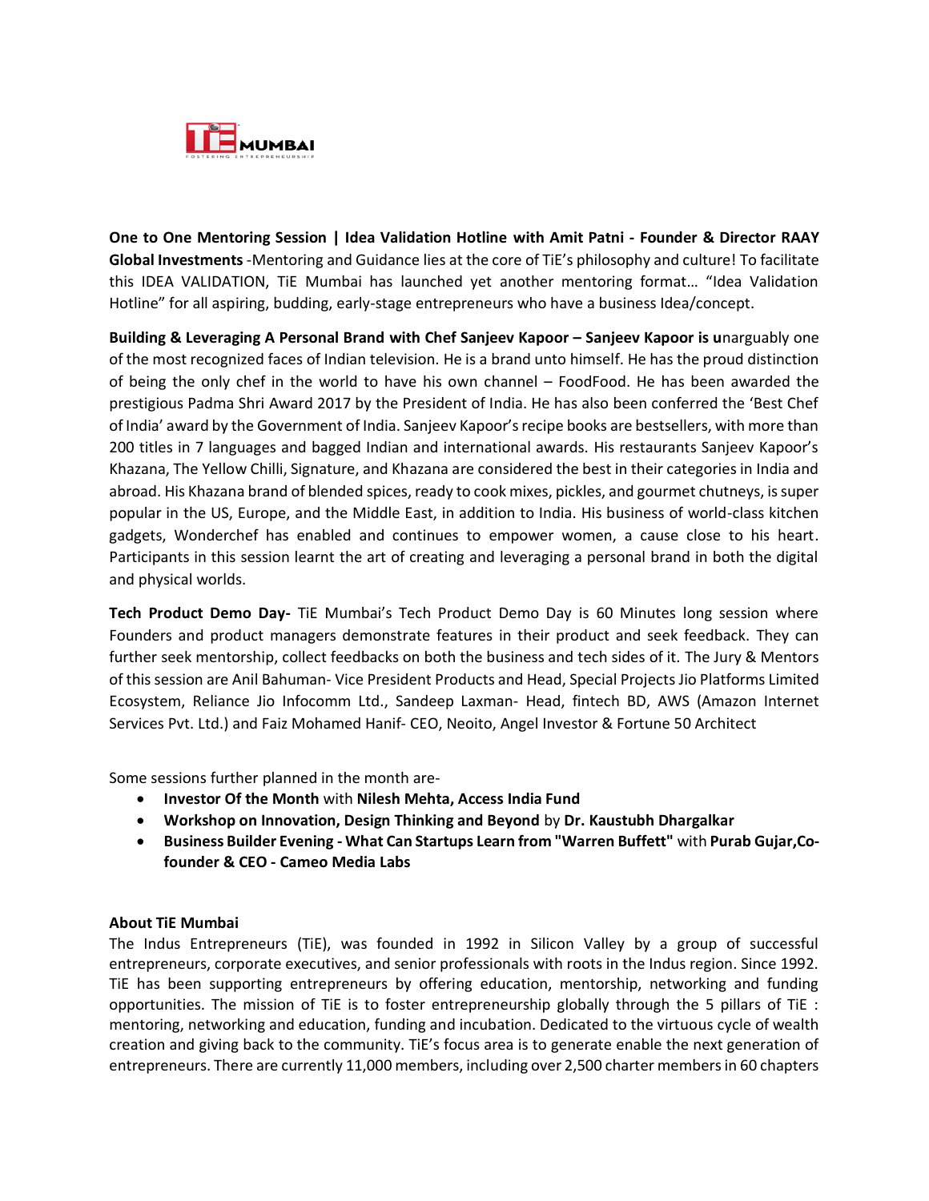**One to One Mentoring Session | Idea Validation Hotline with Amit Patni - Founder & Director RAAY Global Investments** -Mentoring and Guidance lies at the core of TiE's philosophy and culture! To facilitate this IDEA VALIDATION, TiE Mumbai has launched yet another mentoring format… "Idea Validation Hotline" for all aspiring, budding, early-stage entrepreneurs who have a business Idea/concept.

**Building & Leveraging A Personal Brand with Chef Sanjeev Kapoor – Sanjeev Kapoor is u**narguably one of the most recognized faces of Indian television. He is a brand unto himself. He has the proud distinction of being the only chef in the world to have his own channel – FoodFood. He has been awarded the prestigious Padma Shri Award 2017 by the President of India. He has also been conferred the 'Best Chef of India' award by the Government of India. Sanjeev Kapoor's recipe books are bestsellers, with more than 200 titles in 7 languages and bagged Indian and international awards. His restaurants Sanjeev Kapoor's Khazana, The Yellow Chilli, Signature, and Khazana are considered the best in their categories in India and abroad. His Khazana brand of blended spices, ready to cook mixes, pickles, and gourmet chutneys, is super popular in the US, Europe, and the Middle East, in addition to India. His business of world-class kitchen gadgets, Wonderchef has enabled and continues to empower women, a cause close to his heart. Participants in this session learnt the art of creating and leveraging a personal brand in both the digital and physical worlds.

**Tech Product Demo Day-** TiE Mumbai's Tech Product Demo Day is 60 Minutes long session where Founders and product managers demonstrate features in their product and seek feedback. They can further seek mentorship, collect feedbacks on both the business and tech sides of it. The Jury & Mentors of this session are Anil Bahuman- Vice President Products and Head, Special Projects Jio Platforms Limited Ecosystem, Reliance Jio Infocomm Ltd., Sandeep Laxman- Head, fintech BD, AWS (Amazon Internet Services Pvt. Ltd.) and Faiz Mohamed Hanif- CEO, Neoito, Angel Investor & Fortune 50 Architect

Some sessions further planned in the month are-

- **Investor Of the Month** with **Nilesh Mehta, Access India Fund**
- **Workshop on Innovation, Design Thinking and Beyond** by **Dr. Kaustubh Dhargalkar**
- **Business Builder Evening - What Can Startups Learn from "Warren Buffett"** with **Purab Gujar,Co-founder & CEO - Cameo Media Labs**

**About TiE Mumbai**

The Indus Entrepreneurs (TiE), was founded in 1992 in Silicon Valley by a group of successful entrepreneurs, corporate executives, and senior professionals with roots in the Indus region. Since 1992. TiE has been supporting entrepreneurs by offering education, mentorship, networking and funding opportunities. The mission of TiE is to foster entrepreneurship globally through the 5 pillars of TiE : mentoring, networking and education, funding and incubation. Dedicated to the virtuous cycle of wealth creation and giving back to the community. TiE's focus area is to generate enable the next generation of entrepreneurs. There are currently 11,000 members, including over 2,500 charter members in 60 chapters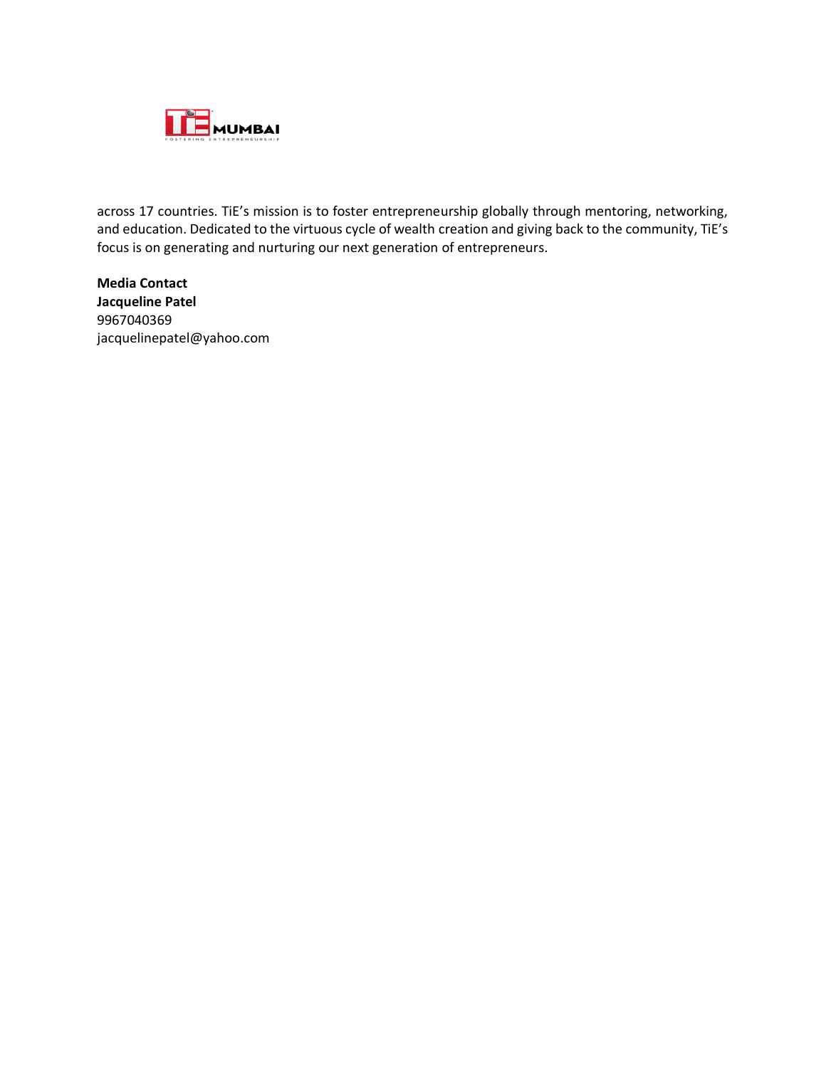across 17 countries. TiE's mission is to foster entrepreneurship globally through mentoring, networking, and education. Dedicated to the virtuous cycle of wealth creation and giving back to the community, TiE's focus is on generating and nurturing our next generation of entrepreneurs.

**Media Contact**
**Jacqueline Patel**
9967040369
jacquelinepatel@yahoo.com